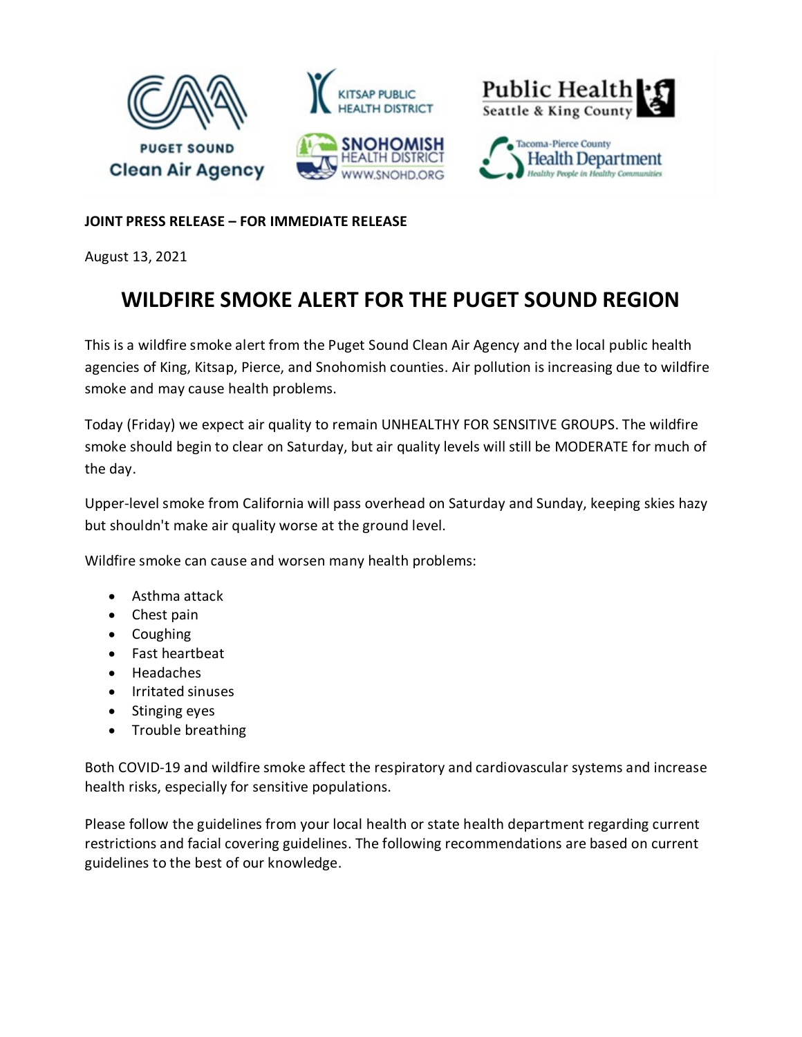**JOINT PRESS RELEASE – FOR IMMEDIATE RELEASE**

August 13, 2021

# WILDFIRE SMOKE ALERT FOR THE PUGET SOUND REGION

This is a wildfire smoke alert from the Puget Sound Clean Air Agency and the local public health agencies of King, Kitsap, Pierce, and Snohomish counties. Air pollution is increasing due to wildfire smoke and may cause health problems.

Today (Friday) we expect air quality to remain UNHEALTHY FOR SENSITIVE GROUPS. The wildfire smoke should begin to clear on Saturday, but air quality levels will still be MODERATE for much of the day.

Upper-level smoke from California will pass overhead on Saturday and Sunday, keeping skies hazy but shouldn't make air quality worse at the ground level.

Wildfire smoke can cause and worsen many health problems:

- Asthma attack
- Chest pain
- Coughing
- Fast heartbeat
- Headaches
- Irritated sinuses
- Stinging eyes
- Trouble breathing

Both COVID-19 and wildfire smoke affect the respiratory and cardiovascular systems and increase health risks, especially for sensitive populations.

Please follow the guidelines from your local health or state health department regarding current restrictions and facial covering guidelines. The following recommendations are based on current guidelines to the best of our knowledge.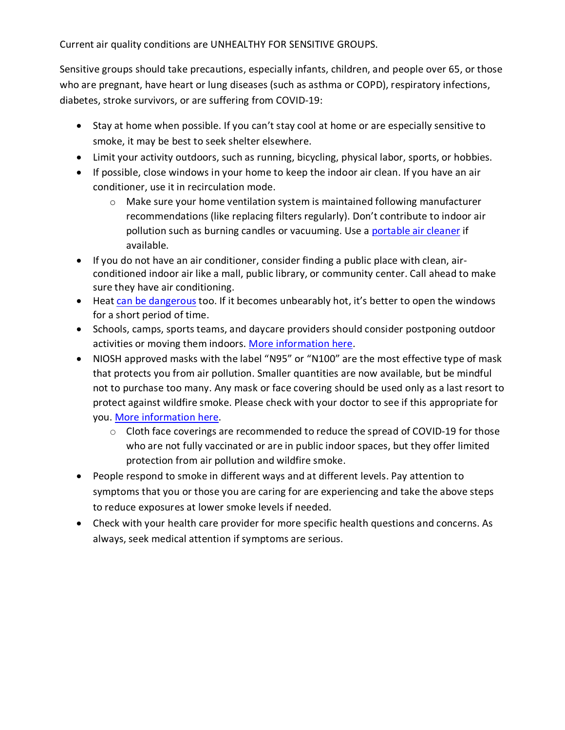Current air quality conditions are UNHEALTHY FOR SENSITIVE GROUPS.

Sensitive groups should take precautions, especially infants, children, and people over 65, or those who are pregnant, have heart or lung diseases (such as asthma or COPD), respiratory infections, diabetes, stroke survivors, or are suffering from COVID-19:

- Stay at home when possible. If you can't stay cool at home or are especially sensitive to smoke, it may be best to seek shelter elsewhere.
- Limit your activity outdoors, such as running, bicycling, physical labor, sports, or hobbies.
- If possible, close windows in your home to keep the indoor air clean. If you have an air conditioner, use it in recirculation mode.
  - Make sure your home ventilation system is maintained following manufacturer recommendations (like replacing filters regularly). Don't contribute to indoor air pollution such as burning candles or vacuuming. Use a portable air cleaner if available.
- If you do not have an air conditioner, consider finding a public place with clean, air-conditioned indoor air like a mall, public library, or community center. Call ahead to make sure they have air conditioning.
- Heat can be dangerous too. If it becomes unbearably hot, it's better to open the windows for a short period of time.
- Schools, camps, sports teams, and daycare providers should consider postponing outdoor activities or moving them indoors. More information here.
- NIOSH approved masks with the label "N95" or "N100" are the most effective type of mask that protects you from air pollution. Smaller quantities are now available, but be mindful not to purchase too many. Any mask or face covering should be used only as a last resort to protect against wildfire smoke. Please check with your doctor to see if this appropriate for you. More information here.
  - Cloth face coverings are recommended to reduce the spread of COVID-19 for those who are not fully vaccinated or are in public indoor spaces, but they offer limited protection from air pollution and wildfire smoke.
- People respond to smoke in different ways and at different levels. Pay attention to symptoms that you or those you are caring for are experiencing and take the above steps to reduce exposures at lower smoke levels if needed.
- Check with your health care provider for more specific health questions and concerns. As always, seek medical attention if symptoms are serious.